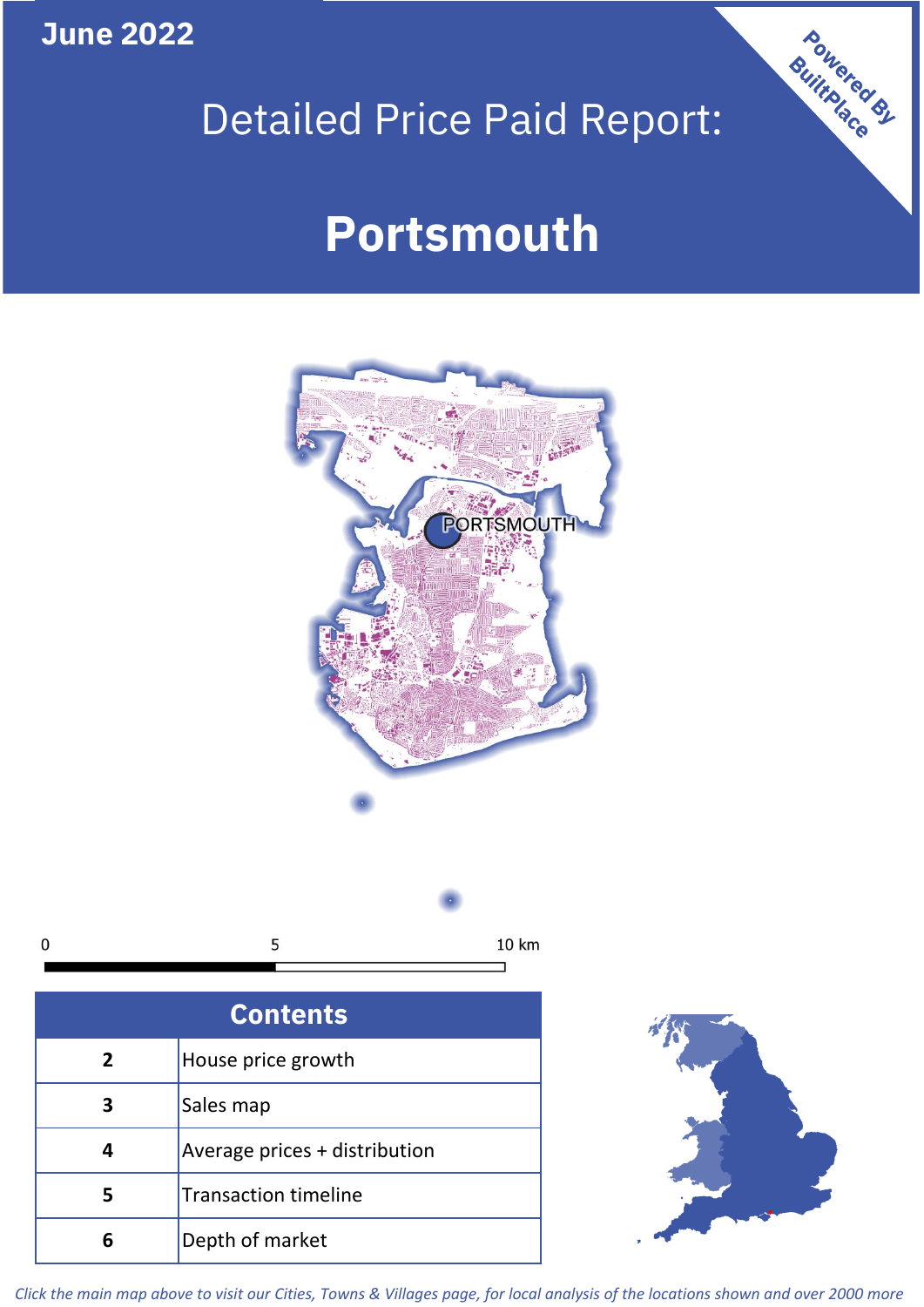June 2022

# Detailed Price Paid Report:

# Portsmouth

Powered By BuiltPlace

| Contents | |
|---|---|
| 2 | House price growth |
| 3 | Sales map |
| 4 | Average prices + distribution |
| 5 | Transaction timeline |
| 6 | Depth of market |

*Click the main map above to visit our Cities, Towns & Villages page, for local analysis of the locations shown and over 2000 more*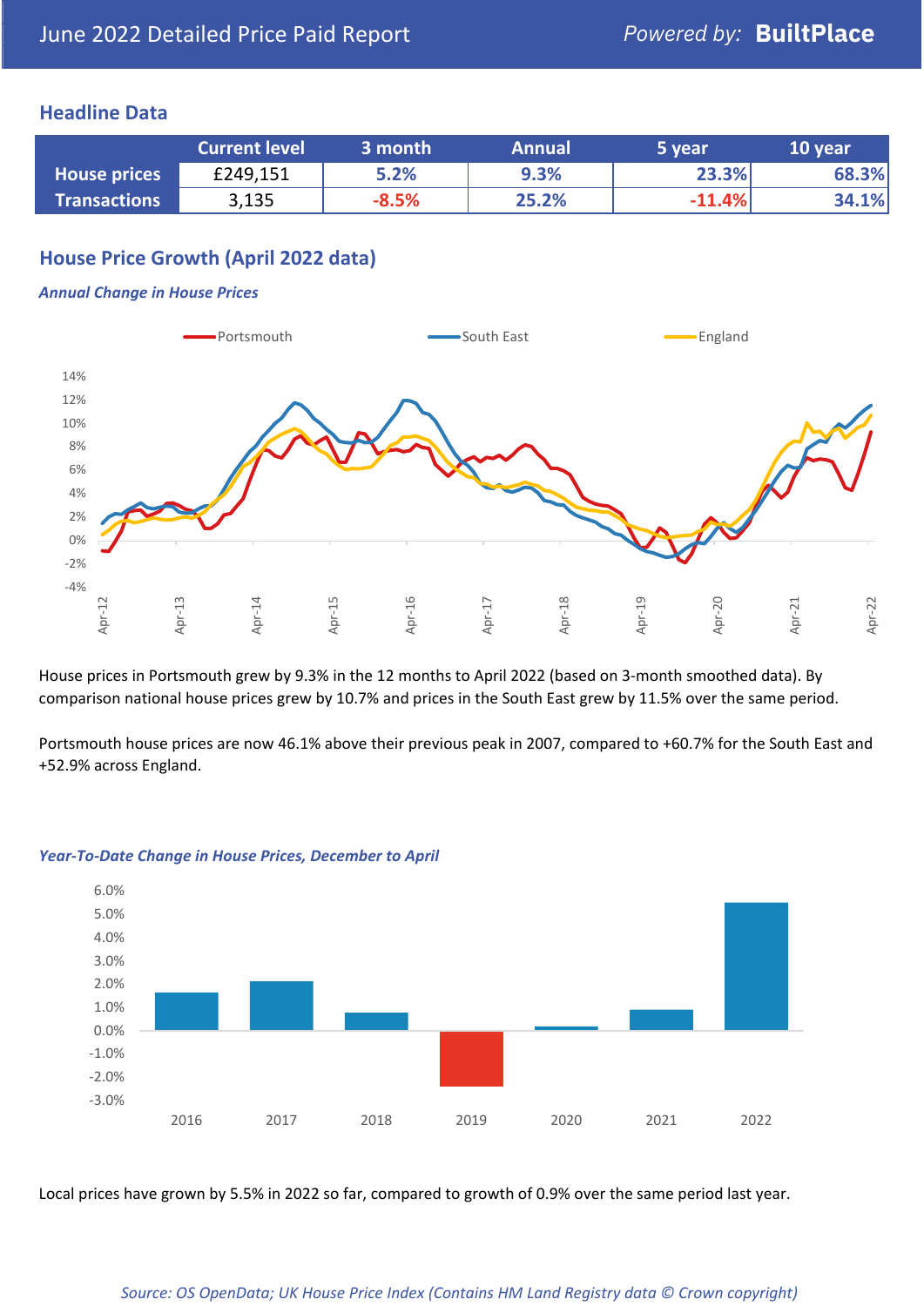# June 2022 Detailed Price Paid Report

Powered by: **BuiltPlace**

## Headline Data

| | Current level | 3 month | Annual | 5 year | 10 year |
|---|---|---|---|---|---|
| **House prices** | £249,151 | 5.2% | 9.3% | 23.3% | 68.3% |
| **Transactions** | 3,135 | -8.5% | 25.2% | -11.4% | 34.1% |

## House Price Growth (April 2022 data)

***Annual Change in House Prices***

House prices in Portsmouth grew by 9.3% in the 12 months to April 2022 (based on 3-month smoothed data). By comparison national house prices grew by 10.7% and prices in the South East grew by 11.5% over the same period.

Portsmouth house prices are now 46.1% above their previous peak in 2007, compared to +60.7% for the South East and +52.9% across England.

***Year-To-Date Change in House Prices, December to April***

Local prices have grown by 5.5% in 2022 so far, compared to growth of 0.9% over the same period last year.

*Source: OS OpenData; UK House Price Index (Contains HM Land Registry data © Crown copyright)*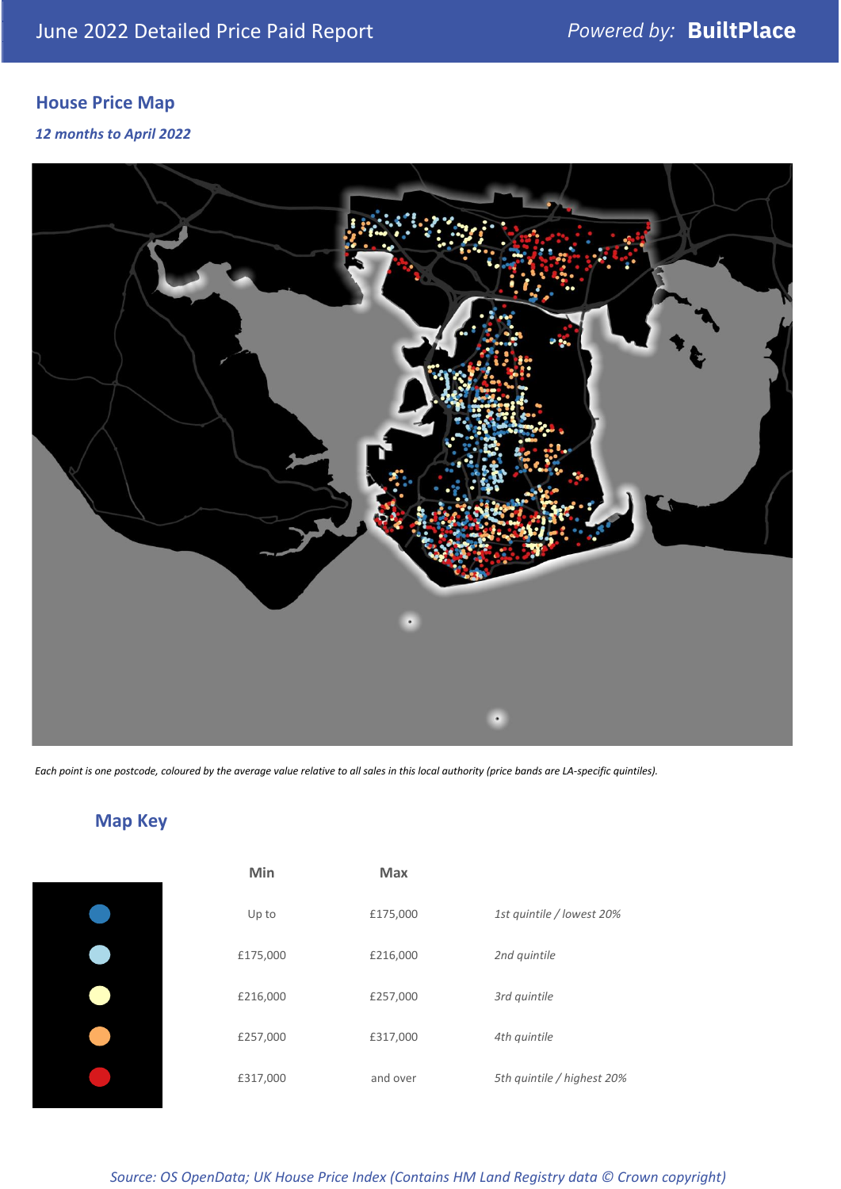## House Price Map

*12 months to April 2022*

*Each point is one postcode, coloured by the average value relative to all sales in this local authority (price bands are LA-specific quintiles).*

## Map Key

| | Min | Max | |
|---|---|---|---|
| | Up to | £175,000 | *1st quintile / lowest 20%* |
| | £175,000 | £216,000 | *2nd quintile* |
| | £216,000 | £257,000 | *3rd quintile* |
| | £257,000 | £317,000 | *4th quintile* |
| | £317,000 | and over | *5th quintile / highest 20%* |

*Source: OS OpenData; UK House Price Index (Contains HM Land Registry data © Crown copyright)*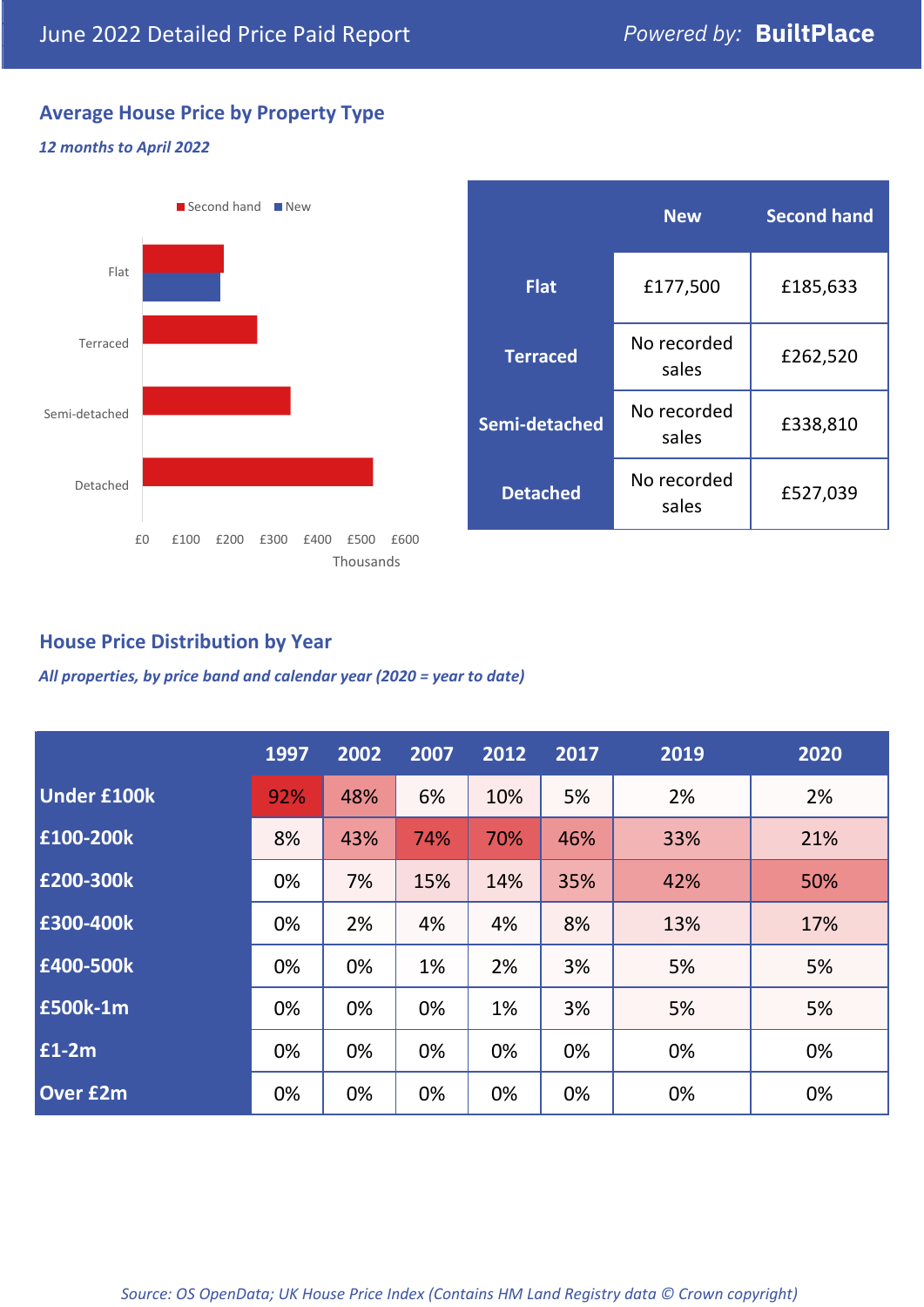June 2022 Detailed Price Paid Report

*Powered by:* **BuiltPlace**

## Average House Price by Property Type

***12 months to April 2022***

Second hand / New

Flat

Terraced

Semi-detached

Detached

£0 £100 £200 £300 £400 £500 £600

Thousands

| | New | Second hand |
|---|---|---|
| **Flat** | £177,500 | £185,633 |
| **Terraced** | No recorded sales | £262,520 |
| **Semi-detached** | No recorded sales | £338,810 |
| **Detached** | No recorded sales | £527,039 |

## House Price Distribution by Year

***All properties, by price band and calendar year (2020 = year to date)***

| | 1997 | 2002 | 2007 | 2012 | 2017 | 2019 | 2020 |
|---|---|---|---|---|---|---|---|
| **Under £100k** | 92% | 48% | 6% | 10% | 5% | 2% | 2% |
| **£100-200k** | 8% | 43% | 74% | 70% | 46% | 33% | 21% |
| **£200-300k** | 0% | 7% | 15% | 14% | 35% | 42% | 50% |
| **£300-400k** | 0% | 2% | 4% | 4% | 8% | 13% | 17% |
| **£400-500k** | 0% | 0% | 1% | 2% | 3% | 5% | 5% |
| **£500k-1m** | 0% | 0% | 0% | 1% | 3% | 5% | 5% |
| **£1-2m** | 0% | 0% | 0% | 0% | 0% | 0% | 0% |
| **Over £2m** | 0% | 0% | 0% | 0% | 0% | 0% | 0% |

*Source: OS OpenData; UK House Price Index (Contains HM Land Registry data © Crown copyright)*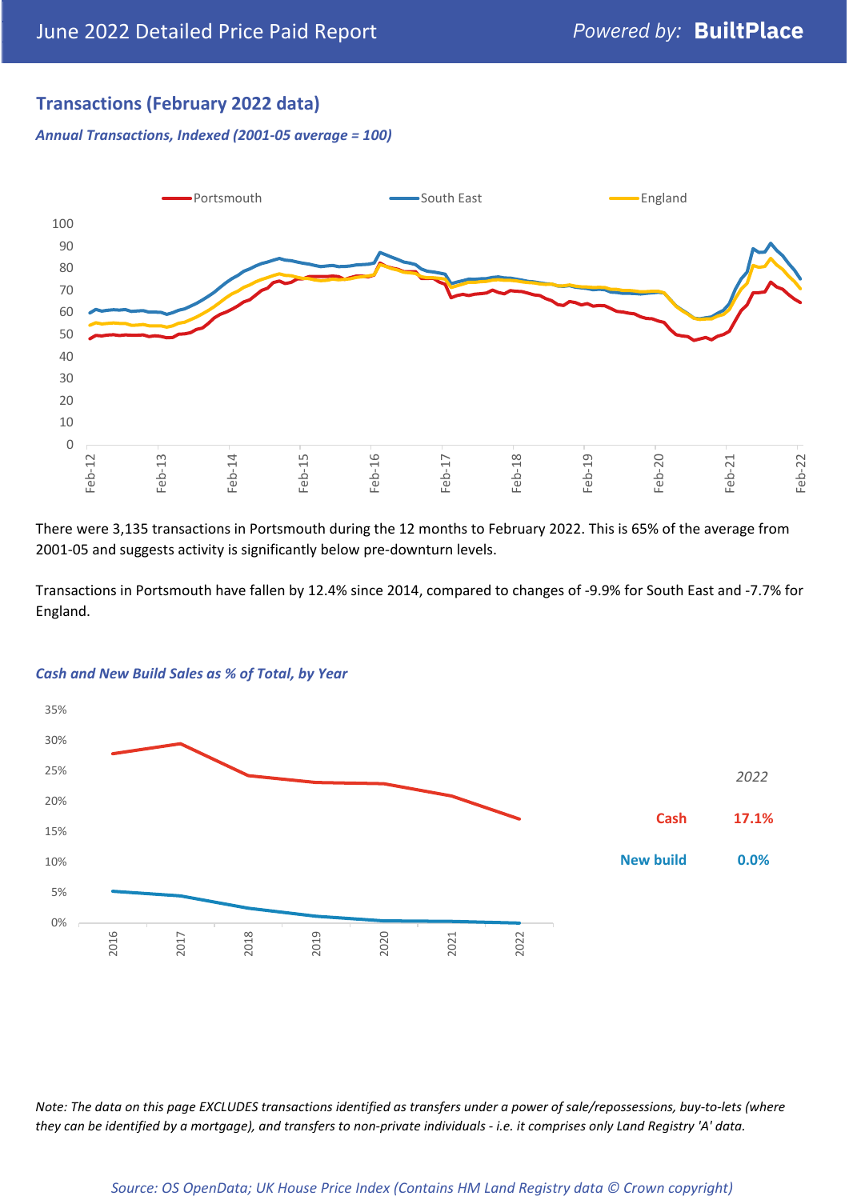## Transactions (February 2022 data)

*Annual Transactions, Indexed (2001-05 average = 100)*

There were 3,135 transactions in Portsmouth during the 12 months to February 2022. This is 65% of the average from 2001-05 and suggests activity is significantly below pre-downturn levels.

Transactions in Portsmouth have fallen by 12.4% since 2014, compared to changes of -9.9% for South East and -7.7% for England.

*Cash and New Build Sales as % of Total, by Year*

| *2022* | |
|---|---|
| Cash | 17.1% |
| New build | 0.0% |

*Note: The data on this page EXCLUDES transactions identified as transfers under a power of sale/repossessions, buy-to-lets (where they can be identified by a mortgage), and transfers to non-private individuals - i.e. it comprises only Land Registry 'A' data.*

*Source: OS OpenData; UK House Price Index (Contains HM Land Registry data © Crown copyright)*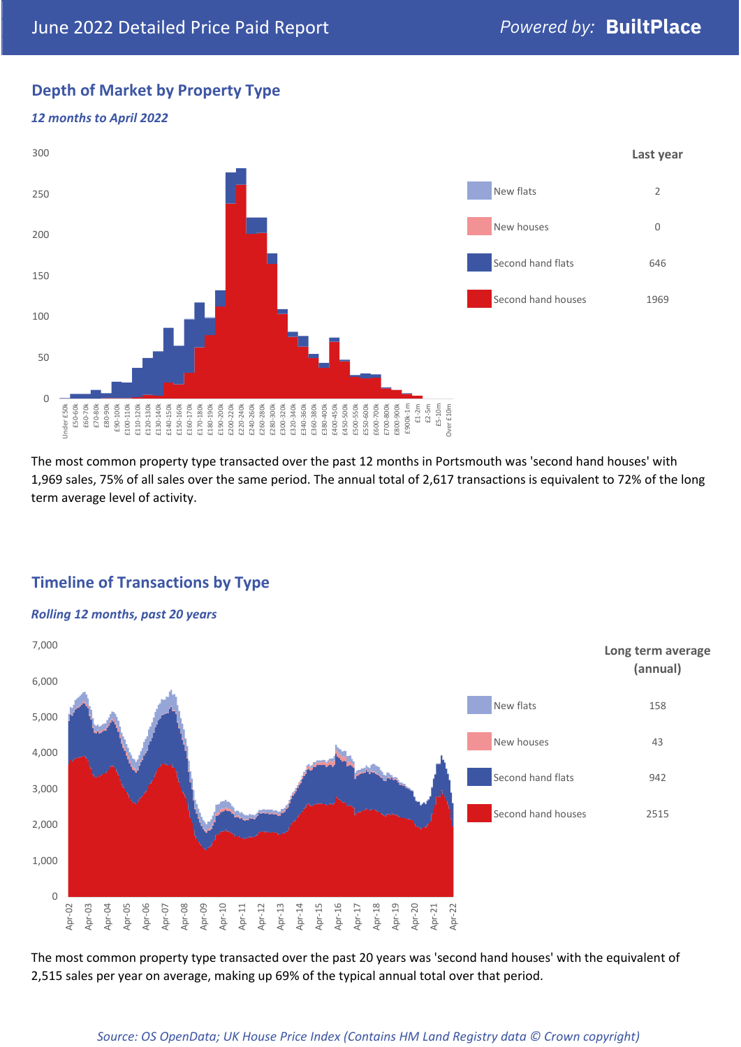June 2022 Detailed Price Paid Report

*Powered by:* **BuiltPlace**

## Depth of Market by Property Type

***12 months to April 2022***

300
250
200
150
100
50
0

Under £50k
£50-60k
£60-70k
£70-80k
£80-90k
£90-100k
£100-110k
£110-120k
£120-130k
£130-140k
£140-150k
£150-160k
£160-170k
£170-180k
£180-190k
£190-200k
£200-220k
£220-240k
£240-260k
£260-280k
£280-300k
£300-320k
£320-340k
£340-360k
£360-380k
£380-400k
£400-450k
£450-500k
£500-550k
£550-600k
£600-700k
£700-800k
£800-900k
£900k-1m
£1-2m
£2-5m
£5-10m
Over £10m

**Last year**

New flats 2
New houses 0
Second hand flats 646
Second hand houses 1969

The most common property type transacted over the past 12 months in Portsmouth was 'second hand houses' with 1,969 sales, 75% of all sales over the same period. The annual total of 2,617 transactions is equivalent to 72% of the long term average level of activity.

## Timeline of Transactions by Type

***Rolling 12 months, past 20 years***

7,000
6,000
5,000
4,000
3,000
2,000
1,000
0

Apr-02
Apr-03
Apr-04
Apr-05
Apr-06
Apr-07
Apr-08
Apr-09
Apr-10
Apr-11
Apr-12
Apr-13
Apr-14
Apr-15
Apr-16
Apr-17
Apr-18
Apr-19
Apr-20
Apr-21
Apr-22

**Long term average (annual)**

New flats 158
New houses 43
Second hand flats 942
Second hand houses 2515

The most common property type transacted over the past 20 years was 'second hand houses' with the equivalent of 2,515 sales per year on average, making up 69% of the typical annual total over that period.

*Source: OS OpenData; UK House Price Index (Contains HM Land Registry data © Crown copyright)*